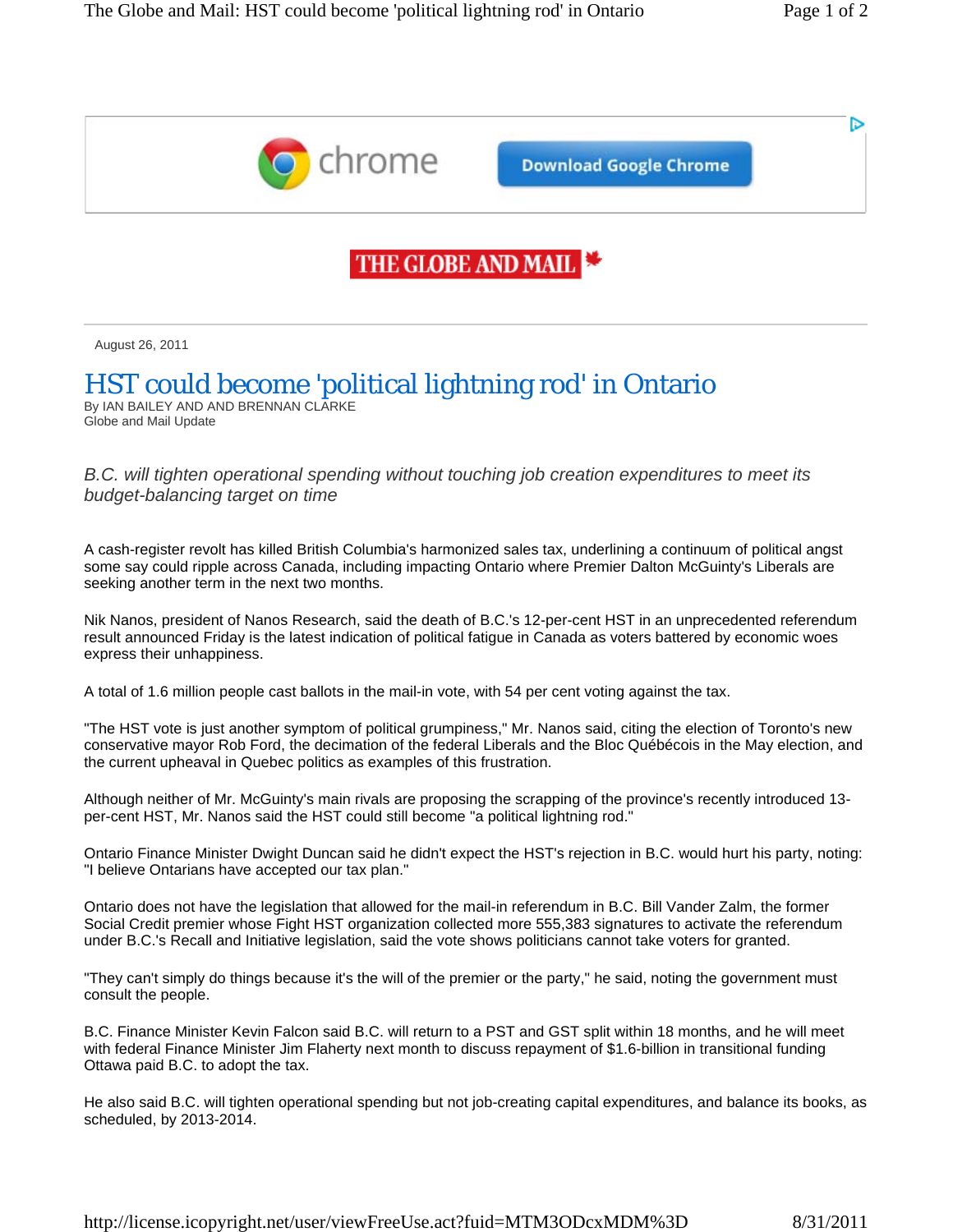THE GLOBE AND MAIL

August 26, 2011

# HST could become 'political lightning rod' in Ontario

By IAN BAILEY AND AND BRENNAN CLARKE
Globe and Mail Update

*B.C. will tighten operational spending without touching job creation expenditures to meet its budget-balancing target on time*

A cash-register revolt has killed British Columbia's harmonized sales tax, underlining a continuum of political angst some say could ripple across Canada, including impacting Ontario where Premier Dalton McGuinty's Liberals are seeking another term in the next two months.

Nik Nanos, president of Nanos Research, said the death of B.C.'s 12-per-cent HST in an unprecedented referendum result announced Friday is the latest indication of political fatigue in Canada as voters battered by economic woes express their unhappiness.

A total of 1.6 million people cast ballots in the mail-in vote, with 54 per cent voting against the tax.

"The HST vote is just another symptom of political grumpiness," Mr. Nanos said, citing the election of Toronto's new conservative mayor Rob Ford, the decimation of the federal Liberals and the Bloc Québécois in the May election, and the current upheaval in Quebec politics as examples of this frustration.

Although neither of Mr. McGuinty's main rivals are proposing the scrapping of the province's recently introduced 13-per-cent HST, Mr. Nanos said the HST could still become "a political lightning rod."

Ontario Finance Minister Dwight Duncan said he didn't expect the HST's rejection in B.C. would hurt his party, noting: "I believe Ontarians have accepted our tax plan."

Ontario does not have the legislation that allowed for the mail-in referendum in B.C. Bill Vander Zalm, the former Social Credit premier whose Fight HST organization collected more 555,383 signatures to activate the referendum under B.C.'s Recall and Initiative legislation, said the vote shows politicians cannot take voters for granted.

"They can't simply do things because it's the will of the premier or the party," he said, noting the government must consult the people.

B.C. Finance Minister Kevin Falcon said B.C. will return to a PST and GST split within 18 months, and he will meet with federal Finance Minister Jim Flaherty next month to discuss repayment of $1.6-billion in transitional funding Ottawa paid B.C. to adopt the tax.

He also said B.C. will tighten operational spending but not job-creating capital expenditures, and balance its books, as scheduled, by 2013-2014.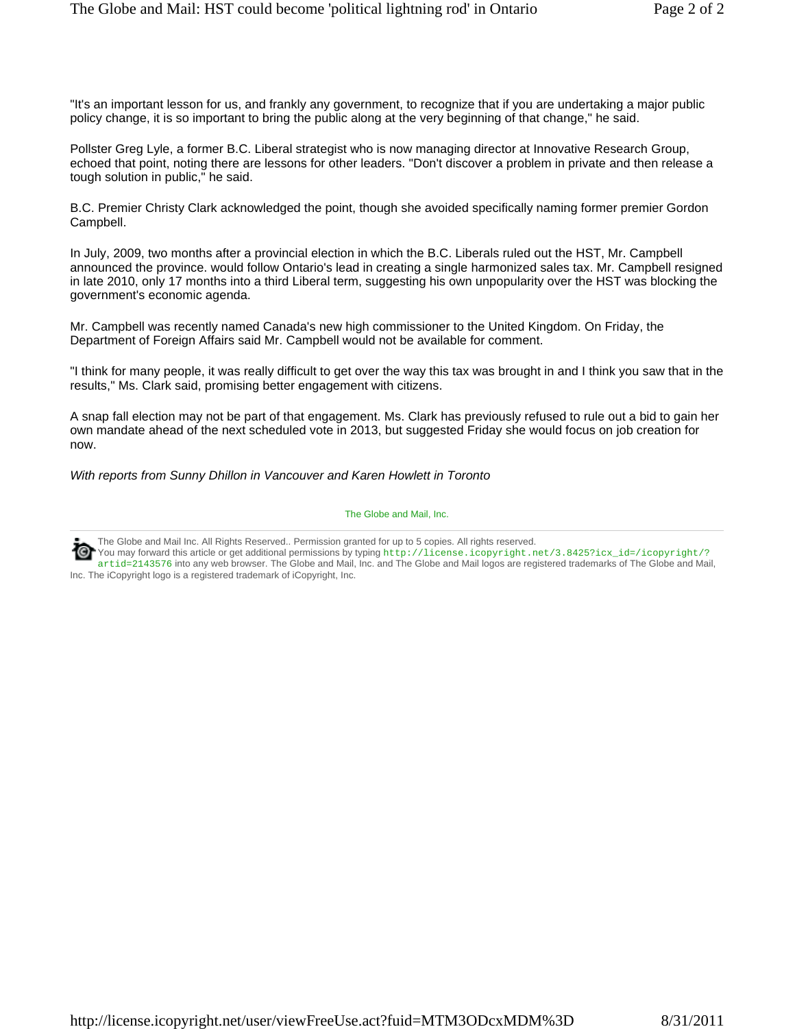"It's an important lesson for us, and frankly any government, to recognize that if you are undertaking a major public policy change, it is so important to bring the public along at the very beginning of that change," he said.

Pollster Greg Lyle, a former B.C. Liberal strategist who is now managing director at Innovative Research Group, echoed that point, noting there are lessons for other leaders. "Don't discover a problem in private and then release a tough solution in public," he said.

B.C. Premier Christy Clark acknowledged the point, though she avoided specifically naming former premier Gordon Campbell.

In July, 2009, two months after a provincial election in which the B.C. Liberals ruled out the HST, Mr. Campbell announced the province. would follow Ontario's lead in creating a single harmonized sales tax. Mr. Campbell resigned in late 2010, only 17 months into a third Liberal term, suggesting his own unpopularity over the HST was blocking the government's economic agenda.

Mr. Campbell was recently named Canada's new high commissioner to the United Kingdom. On Friday, the Department of Foreign Affairs said Mr. Campbell would not be available for comment.

"I think for many people, it was really difficult to get over the way this tax was brought in and I think you saw that in the results," Ms. Clark said, promising better engagement with citizens.

A snap fall election may not be part of that engagement. Ms. Clark has previously refused to rule out a bid to gain her own mandate ahead of the next scheduled vote in 2013, but suggested Friday she would focus on job creation for now.

*With reports from Sunny Dhillon in Vancouver and Karen Howlett in Toronto*

The Globe and Mail, Inc.

---

The Globe and Mail Inc. All Rights Reserved.. Permission granted for up to 5 copies. All rights reserved.
You may forward this article or get additional permissions by typing http://license.icopyright.net/3.8425?icx_id=/icopyright/?artid=2143576 into any web browser. The Globe and Mail, Inc. and The Globe and Mail logos are registered trademarks of The Globe and Mail, Inc. The iCopyright logo is a registered trademark of iCopyright, Inc.